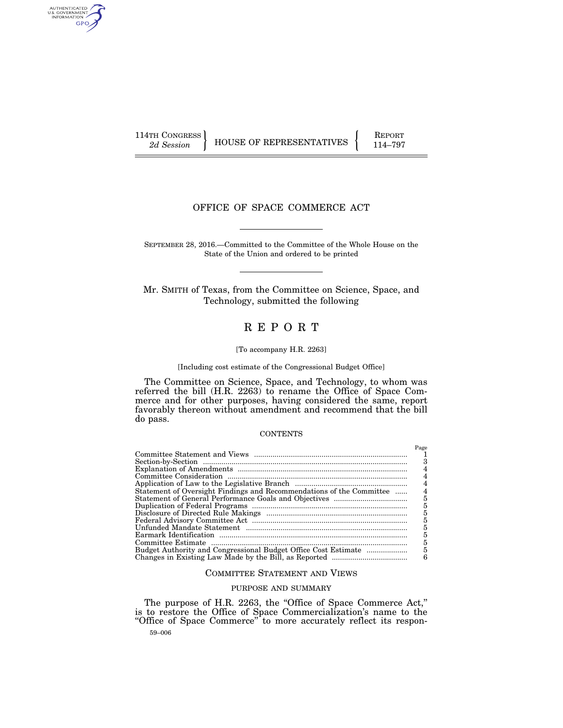114TH CONGRESS
*2d Session*

HOUSE OF REPRESENTATIVES

REPORT
114–797

# OFFICE OF SPACE COMMERCE ACT

SEPTEMBER 28, 2016.—Committed to the Committee of the Whole House on the State of the Union and ordered to be printed

Mr. SMITH of Texas, from the Committee on Science, Space, and Technology, submitted the following

# R E P O R T

[To accompany H.R. 2263]

[Including cost estimate of the Congressional Budget Office]

The Committee on Science, Space, and Technology, to whom was referred the bill (H.R. 2263) to rename the Office of Space Commerce and for other purposes, having considered the same, report favorably thereon without amendment and recommend that the bill do pass.

## CONTENTS

| | Page |
|---|---|
| Committee Statement and Views | 1 |
| Section-by-Section | 3 |
| Explanation of Amendments | 4 |
| Committee Consideration | 4 |
| Application of Law to the Legislative Branch | 4 |
| Statement of Oversight Findings and Recommendations of the Committee | 4 |
| Statement of General Performance Goals and Objectives | 5 |
| Duplication of Federal Programs | 5 |
| Disclosure of Directed Rule Makings | 5 |
| Federal Advisory Committee Act | 5 |
| Unfunded Mandate Statement | 5 |
| Earmark Identification | 5 |
| Committee Estimate | 5 |
| Budget Authority and Congressional Budget Office Cost Estimate | 5 |
| Changes in Existing Law Made by the Bill, as Reported | 6 |

## COMMITTEE STATEMENT AND VIEWS

### PURPOSE AND SUMMARY

The purpose of H.R. 2263, the "Office of Space Commerce Act," is to restore the Office of Space Commercialization's name to the "Office of Space Commerce" to more accurately reflect its respon-

59–006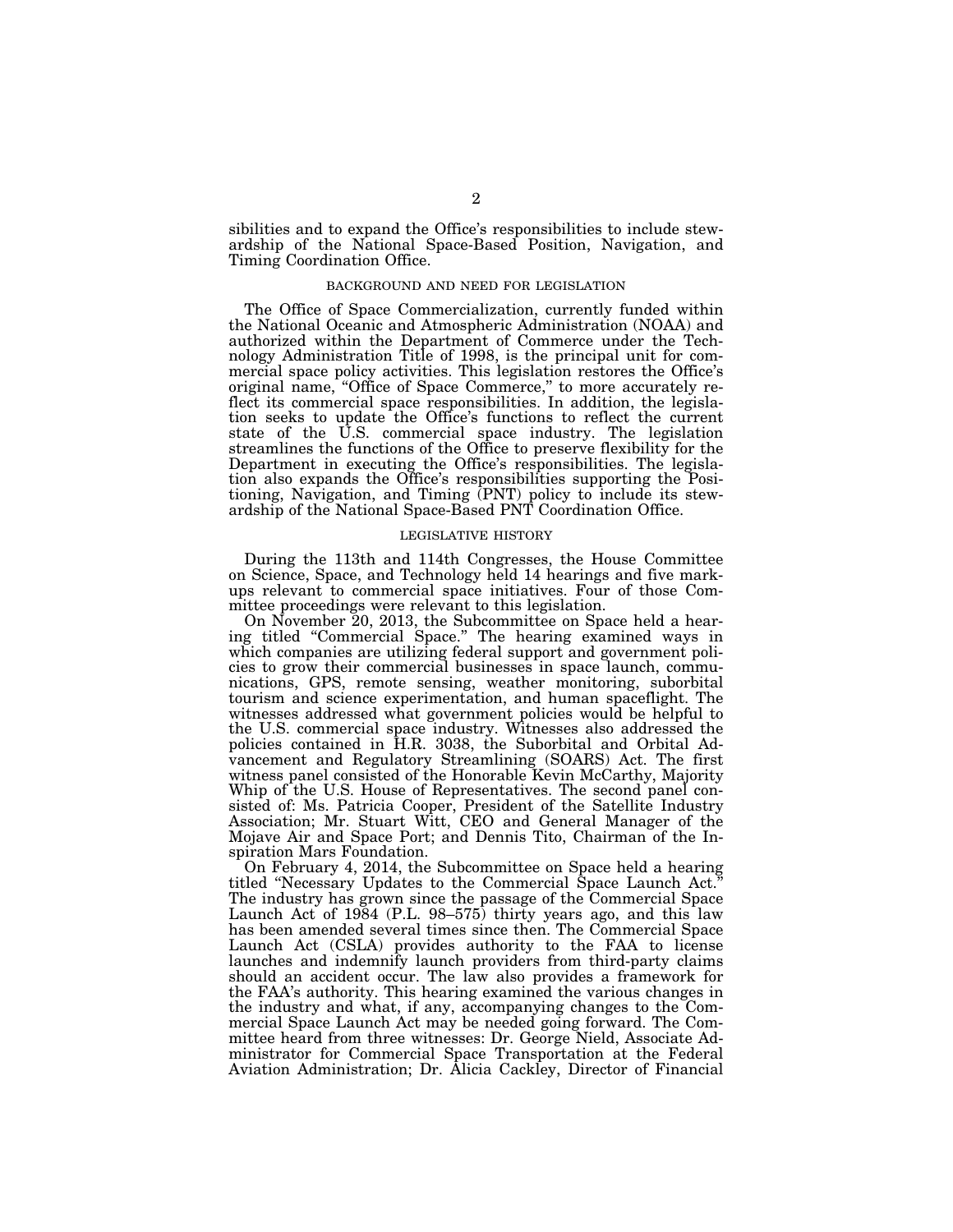sibilities and to expand the Office's responsibilities to include stewardship of the National Space-Based Position, Navigation, and Timing Coordination Office.

## BACKGROUND AND NEED FOR LEGISLATION

The Office of Space Commercialization, currently funded within the National Oceanic and Atmospheric Administration (NOAA) and authorized within the Department of Commerce under the Technology Administration Title of 1998, is the principal unit for commercial space policy activities. This legislation restores the Office's original name, "Office of Space Commerce," to more accurately reflect its commercial space responsibilities. In addition, the legislation seeks to update the Office's functions to reflect the current state of the U.S. commercial space industry. The legislation streamlines the functions of the Office to preserve flexibility for the Department in executing the Office's responsibilities. The legislation also expands the Office's responsibilities supporting the Positioning, Navigation, and Timing (PNT) policy to include its stewardship of the National Space-Based PNT Coordination Office.

## LEGISLATIVE HISTORY

During the 113th and 114th Congresses, the House Committee on Science, Space, and Technology held 14 hearings and five markups relevant to commercial space initiatives. Four of those Committee proceedings were relevant to this legislation.

On November 20, 2013, the Subcommittee on Space held a hearing titled "Commercial Space." The hearing examined ways in which companies are utilizing federal support and government policies to grow their commercial businesses in space launch, communications, GPS, remote sensing, weather monitoring, suborbital tourism and science experimentation, and human spaceflight. The witnesses addressed what government policies would be helpful to the U.S. commercial space industry. Witnesses also addressed the policies contained in H.R. 3038, the Suborbital and Orbital Advancement and Regulatory Streamlining (SOARS) Act. The first witness panel consisted of the Honorable Kevin McCarthy, Majority Whip of the U.S. House of Representatives. The second panel consisted of: Ms. Patricia Cooper, President of the Satellite Industry Association; Mr. Stuart Witt, CEO and General Manager of the Mojave Air and Space Port; and Dennis Tito, Chairman of the Inspiration Mars Foundation.

On February 4, 2014, the Subcommittee on Space held a hearing titled "Necessary Updates to the Commercial Space Launch Act." The industry has grown since the passage of the Commercial Space Launch Act of 1984 (P.L. 98–575) thirty years ago, and this law has been amended several times since then. The Commercial Space Launch Act (CSLA) provides authority to the FAA to license launches and indemnify launch providers from third-party claims should an accident occur. The law also provides a framework for the FAA's authority. This hearing examined the various changes in the industry and what, if any, accompanying changes to the Commercial Space Launch Act may be needed going forward. The Committee heard from three witnesses: Dr. George Nield, Associate Administrator for Commercial Space Transportation at the Federal Aviation Administration; Dr. Alicia Cackley, Director of Financial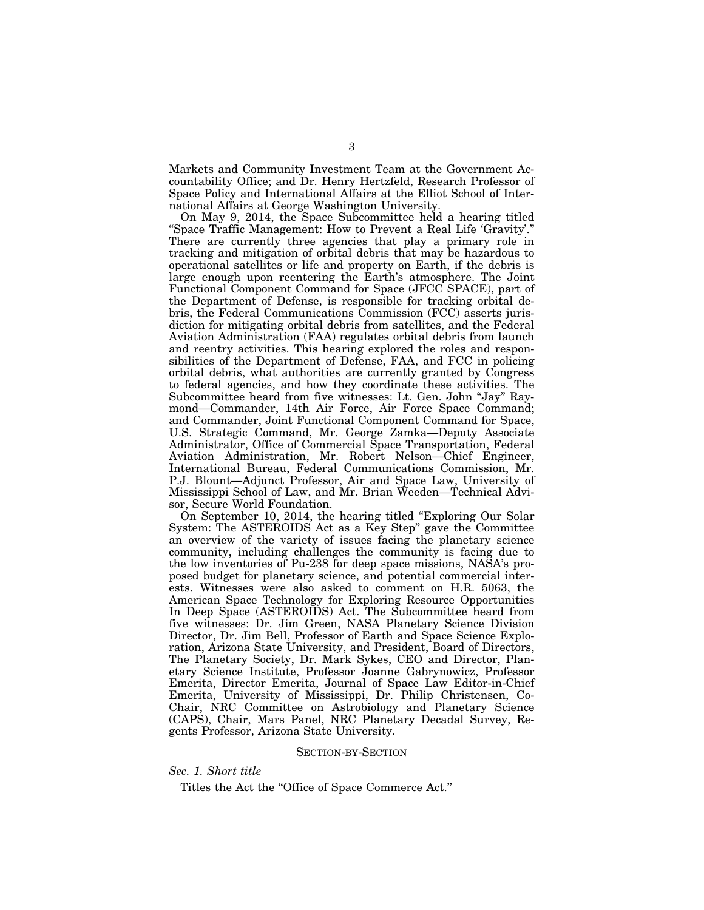Markets and Community Investment Team at the Government Accountability Office; and Dr. Henry Hertzfeld, Research Professor of Space Policy and International Affairs at the Elliot School of International Affairs at George Washington University.

On May 9, 2014, the Space Subcommittee held a hearing titled "Space Traffic Management: How to Prevent a Real Life 'Gravity'." There are currently three agencies that play a primary role in tracking and mitigation of orbital debris that may be hazardous to operational satellites or life and property on Earth, if the debris is large enough upon reentering the Earth's atmosphere. The Joint Functional Component Command for Space (JFCC SPACE), part of the Department of Defense, is responsible for tracking orbital debris, the Federal Communications Commission (FCC) asserts jurisdiction for mitigating orbital debris from satellites, and the Federal Aviation Administration (FAA) regulates orbital debris from launch and reentry activities. This hearing explored the roles and responsibilities of the Department of Defense, FAA, and FCC in policing orbital debris, what authorities are currently granted by Congress to federal agencies, and how they coordinate these activities. The Subcommittee heard from five witnesses: Lt. Gen. John "Jay" Raymond—Commander, 14th Air Force, Air Force Space Command; and Commander, Joint Functional Component Command for Space, U.S. Strategic Command, Mr. George Zamka—Deputy Associate Administrator, Office of Commercial Space Transportation, Federal Aviation Administration, Mr. Robert Nelson—Chief Engineer, International Bureau, Federal Communications Commission, Mr. P.J. Blount—Adjunct Professor, Air and Space Law, University of Mississippi School of Law, and Mr. Brian Weeden—Technical Advisor, Secure World Foundation.

On September 10, 2014, the hearing titled "Exploring Our Solar System: The ASTEROIDS Act as a Key Step" gave the Committee an overview of the variety of issues facing the planetary science community, including challenges the community is facing due to the low inventories of Pu-238 for deep space missions, NASA's proposed budget for planetary science, and potential commercial interests. Witnesses were also asked to comment on H.R. 5063, the American Space Technology for Exploring Resource Opportunities In Deep Space (ASTEROIDS) Act. The Subcommittee heard from five witnesses: Dr. Jim Green, NASA Planetary Science Division Director, Dr. Jim Bell, Professor of Earth and Space Science Exploration, Arizona State University, and President, Board of Directors, The Planetary Society, Dr. Mark Sykes, CEO and Director, Planetary Science Institute, Professor Joanne Gabrynowicz, Professor Emerita, Director Emerita, Journal of Space Law Editor-in-Chief Emerita, University of Mississippi, Dr. Philip Christensen, Co-Chair, NRC Committee on Astrobiology and Planetary Science (CAPS), Chair, Mars Panel, NRC Planetary Decadal Survey, Regents Professor, Arizona State University.

## SECTION-BY-SECTION

### *Sec. 1. Short title*

Titles the Act the "Office of Space Commerce Act."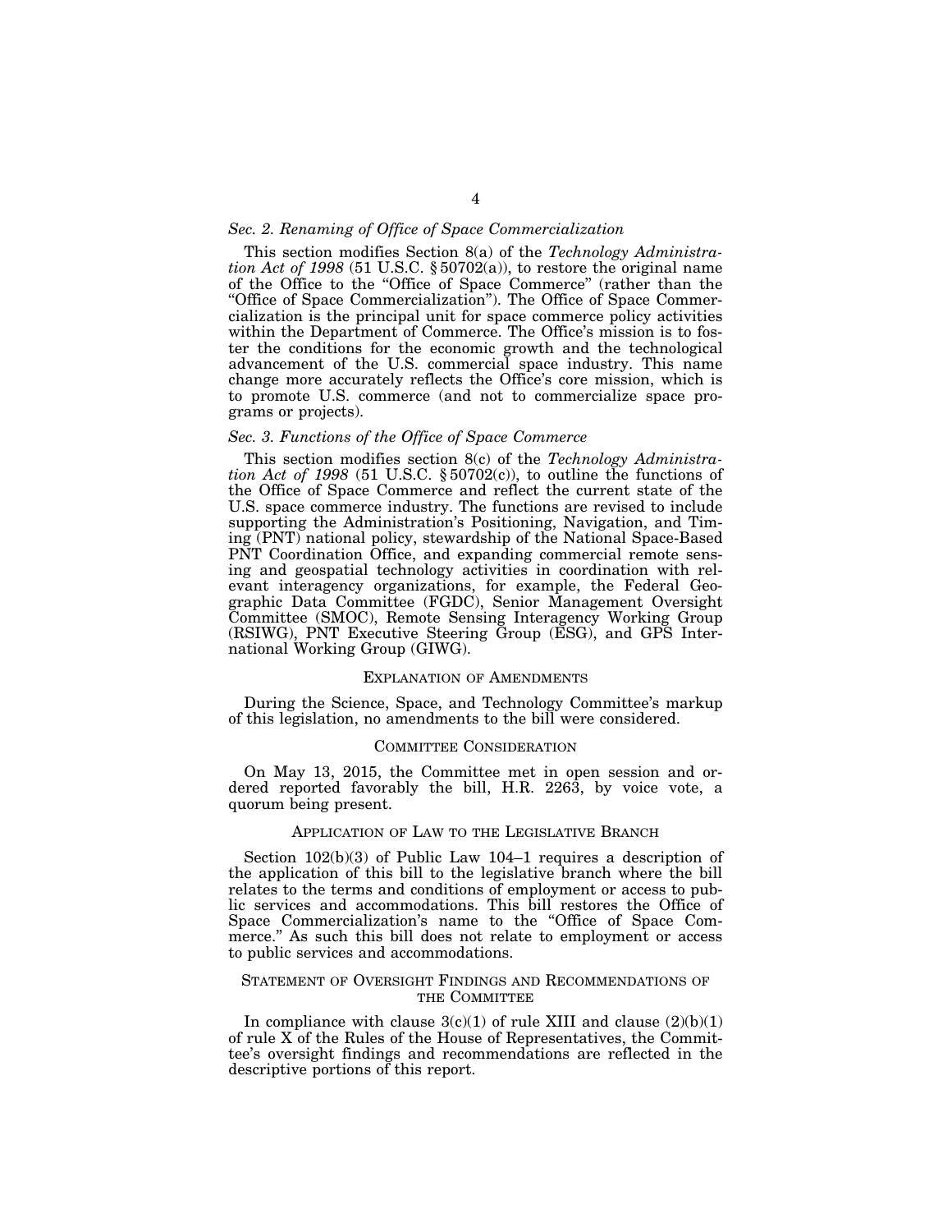### *Sec. 2. Renaming of Office of Space Commercialization*

This section modifies Section 8(a) of the *Technology Administration Act of 1998* (51 U.S.C. § 50702(a)), to restore the original name of the Office to the "Office of Space Commerce" (rather than the "Office of Space Commercialization"). The Office of Space Commercialization is the principal unit for space commerce policy activities within the Department of Commerce. The Office's mission is to foster the conditions for the economic growth and the technological advancement of the U.S. commercial space industry. This name change more accurately reflects the Office's core mission, which is to promote U.S. commerce (and not to commercialize space programs or projects).

### *Sec. 3. Functions of the Office of Space Commerce*

This section modifies section 8(c) of the *Technology Administration Act of 1998* (51 U.S.C. § 50702(c)), to outline the functions of the Office of Space Commerce and reflect the current state of the U.S. space commerce industry. The functions are revised to include supporting the Administration's Positioning, Navigation, and Timing (PNT) national policy, stewardship of the National Space-Based PNT Coordination Office, and expanding commercial remote sensing and geospatial technology activities in coordination with relevant interagency organizations, for example, the Federal Geographic Data Committee (FGDC), Senior Management Oversight Committee (SMOC), Remote Sensing Interagency Working Group (RSIWG), PNT Executive Steering Group (ESG), and GPS International Working Group (GIWG).

## EXPLANATION OF AMENDMENTS

During the Science, Space, and Technology Committee's markup of this legislation, no amendments to the bill were considered.

## COMMITTEE CONSIDERATION

On May 13, 2015, the Committee met in open session and ordered reported favorably the bill, H.R. 2263, by voice vote, a quorum being present.

## APPLICATION OF LAW TO THE LEGISLATIVE BRANCH

Section 102(b)(3) of Public Law 104–1 requires a description of the application of this bill to the legislative branch where the bill relates to the terms and conditions of employment or access to public services and accommodations. This bill restores the Office of Space Commercialization's name to the "Office of Space Commerce." As such this bill does not relate to employment or access to public services and accommodations.

## STATEMENT OF OVERSIGHT FINDINGS AND RECOMMENDATIONS OF THE COMMITTEE

In compliance with clause 3(c)(1) of rule XIII and clause (2)(b)(1) of rule X of the Rules of the House of Representatives, the Committee's oversight findings and recommendations are reflected in the descriptive portions of this report.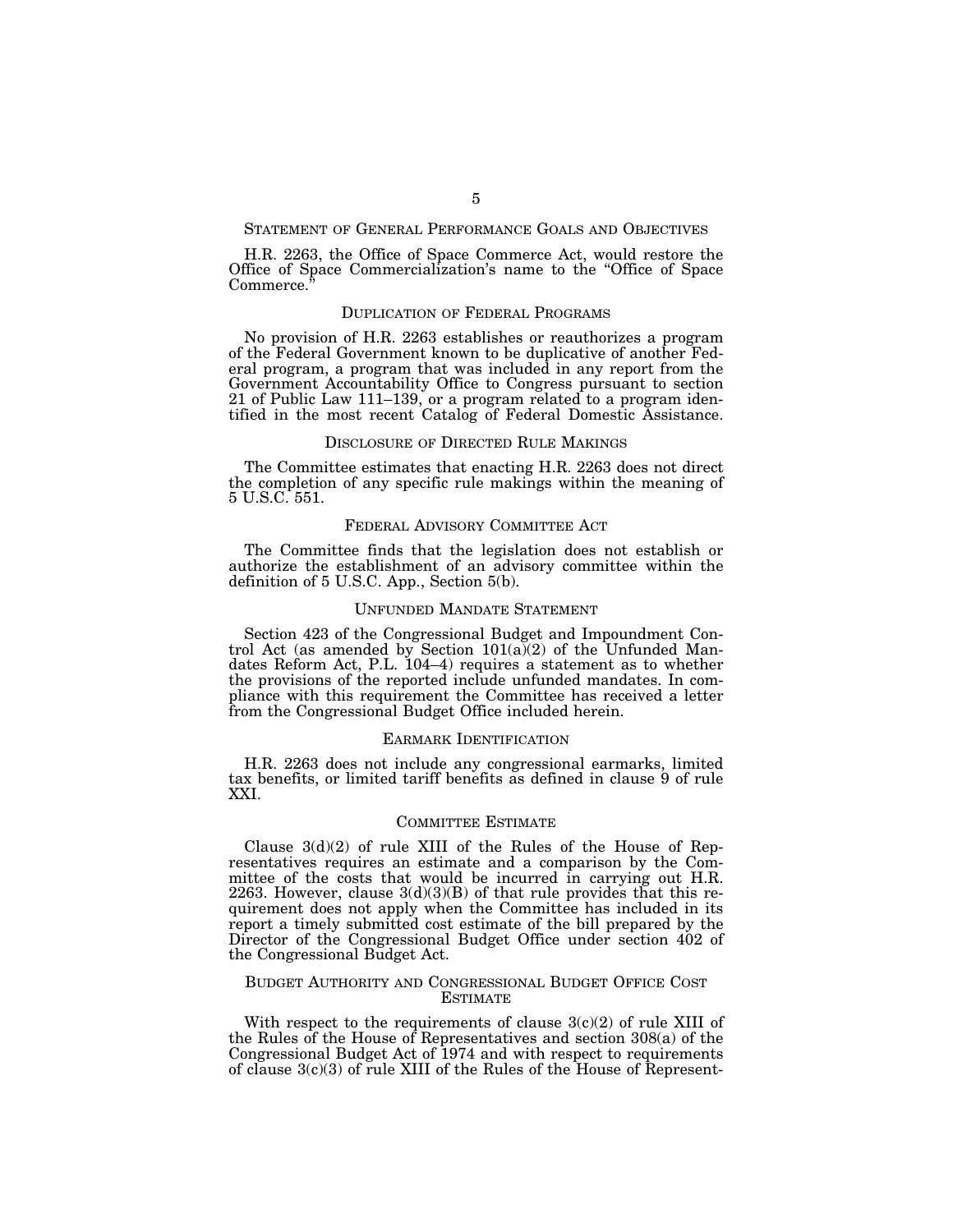## STATEMENT OF GENERAL PERFORMANCE GOALS AND OBJECTIVES

H.R. 2263, the Office of Space Commerce Act, would restore the Office of Space Commercialization's name to the "Office of Space Commerce."

## DUPLICATION OF FEDERAL PROGRAMS

No provision of H.R. 2263 establishes or reauthorizes a program of the Federal Government known to be duplicative of another Federal program, a program that was included in any report from the Government Accountability Office to Congress pursuant to section 21 of Public Law 111–139, or a program related to a program identified in the most recent Catalog of Federal Domestic Assistance.

## DISCLOSURE OF DIRECTED RULE MAKINGS

The Committee estimates that enacting H.R. 2263 does not direct the completion of any specific rule makings within the meaning of 5 U.S.C. 551.

## FEDERAL ADVISORY COMMITTEE ACT

The Committee finds that the legislation does not establish or authorize the establishment of an advisory committee within the definition of 5 U.S.C. App., Section 5(b).

## UNFUNDED MANDATE STATEMENT

Section 423 of the Congressional Budget and Impoundment Control Act (as amended by Section 101(a)(2) of the Unfunded Mandates Reform Act, P.L. 104–4) requires a statement as to whether the provisions of the reported include unfunded mandates. In compliance with this requirement the Committee has received a letter from the Congressional Budget Office included herein.

## EARMARK IDENTIFICATION

H.R. 2263 does not include any congressional earmarks, limited tax benefits, or limited tariff benefits as defined in clause 9 of rule XXI.

## COMMITTEE ESTIMATE

Clause 3(d)(2) of rule XIII of the Rules of the House of Representatives requires an estimate and a comparison by the Committee of the costs that would be incurred in carrying out H.R. 2263. However, clause 3(d)(3)(B) of that rule provides that this requirement does not apply when the Committee has included in its report a timely submitted cost estimate of the bill prepared by the Director of the Congressional Budget Office under section 402 of the Congressional Budget Act.

## BUDGET AUTHORITY AND CONGRESSIONAL BUDGET OFFICE COST ESTIMATE

With respect to the requirements of clause 3(c)(2) of rule XIII of the Rules of the House of Representatives and section 308(a) of the Congressional Budget Act of 1974 and with respect to requirements of clause 3(c)(3) of rule XIII of the Rules of the House of Represent-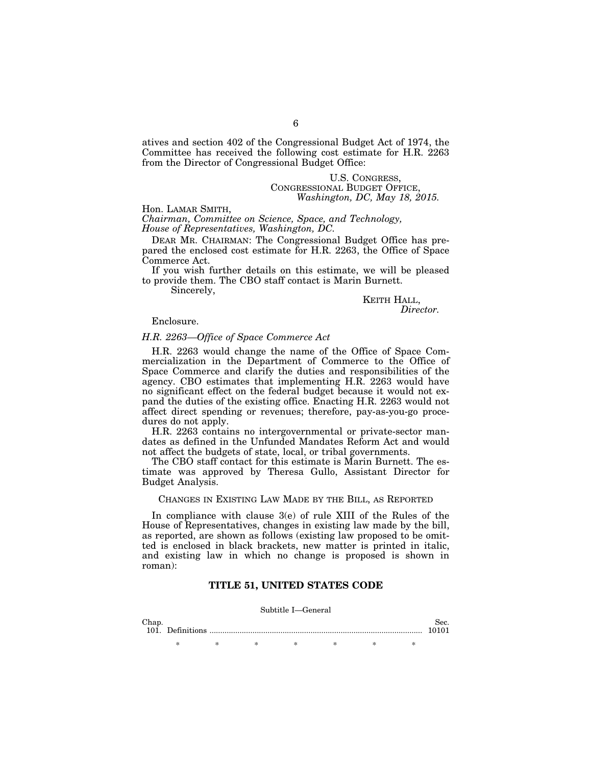atives and section 402 of the Congressional Budget Act of 1974, the Committee has received the following cost estimate for H.R. 2263 from the Director of Congressional Budget Office:

U.S. CONGRESS,
CONGRESSIONAL BUDGET OFFICE,
*Washington, DC, May 18, 2015.*

Hon. LAMAR SMITH,
*Chairman, Committee on Science, Space, and Technology, House of Representatives, Washington, DC.*

DEAR MR. CHAIRMAN: The Congressional Budget Office has prepared the enclosed cost estimate for H.R. 2263, the Office of Space Commerce Act.

If you wish further details on this estimate, we will be pleased to provide them. The CBO staff contact is Marin Burnett.

Sincerely,

KEITH HALL,
*Director.*

Enclosure.

*H.R. 2263—Office of Space Commerce Act*

H.R. 2263 would change the name of the Office of Space Commercialization in the Department of Commerce to the Office of Space Commerce and clarify the duties and responsibilities of the agency. CBO estimates that implementing H.R. 2263 would have no significant effect on the federal budget because it would not expand the duties of the existing office. Enacting H.R. 2263 would not affect direct spending or revenues; therefore, pay-as-you-go procedures do not apply.

H.R. 2263 contains no intergovernmental or private-sector mandates as defined in the Unfunded Mandates Reform Act and would not affect the budgets of state, local, or tribal governments.

The CBO staff contact for this estimate is Marin Burnett. The estimate was approved by Theresa Gullo, Assistant Director for Budget Analysis.

## CHANGES IN EXISTING LAW MADE BY THE BILL, AS REPORTED

In compliance with clause 3(e) of rule XIII of the Rules of the House of Representatives, changes in existing law made by the bill, as reported, are shown as follows (existing law proposed to be omitted is enclosed in black brackets, new matter is printed in italic, and existing law in which no change is proposed is shown in roman):

## TITLE 51, UNITED STATES CODE

Subtitle I—General

| Chap. | | Sec. |
|---|---|---|
| 101. | Definitions | 10101 |

\* \* \* \* \* \* \*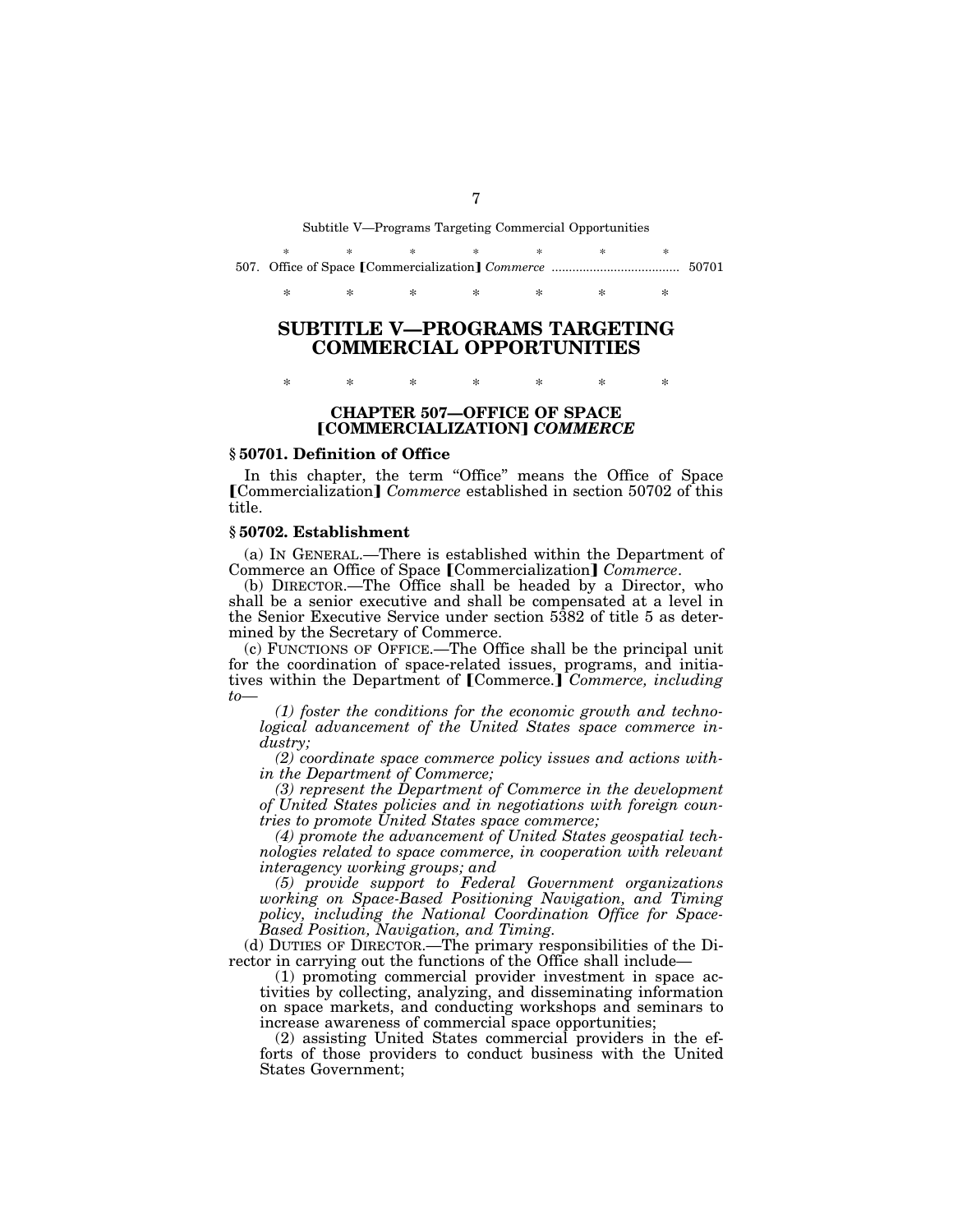Subtitle V—Programs Targeting Commercial Opportunities

\* \* \* \* \* \* \*

507. Office of Space ⟦Commercialization⟧ *Commerce* .................................... 50701

\* \* \* \* \* \* \*

# SUBTITLE V—PROGRAMS TARGETING COMMERCIAL OPPORTUNITIES

\* \* \* \* \* \* \*

## CHAPTER 507—OFFICE OF SPACE ⟦COMMERCIALIZATION⟧ *COMMERCE*

### § 50701. Definition of Office

In this chapter, the term "Office" means the Office of Space ⟦Commercialization⟧ *Commerce* established in section 50702 of this title.

### § 50702. Establishment

(a) IN GENERAL.—There is established within the Department of Commerce an Office of Space ⟦Commercialization⟧ *Commerce*.

(b) DIRECTOR.—The Office shall be headed by a Director, who shall be a senior executive and shall be compensated at a level in the Senior Executive Service under section 5382 of title 5 as determined by the Secretary of Commerce.

(c) FUNCTIONS OF OFFICE.—The Office shall be the principal unit for the coordination of space-related issues, programs, and initiatives within the Department of ⟦Commerce.⟧ *Commerce, including to—*

*(1) foster the conditions for the economic growth and technological advancement of the United States space commerce industry;*

*(2) coordinate space commerce policy issues and actions within the Department of Commerce;*

*(3) represent the Department of Commerce in the development of United States policies and in negotiations with foreign countries to promote United States space commerce;*

*(4) promote the advancement of United States geospatial technologies related to space commerce, in cooperation with relevant interagency working groups; and*

*(5) provide support to Federal Government organizations working on Space-Based Positioning Navigation, and Timing policy, including the National Coordination Office for Space-Based Position, Navigation, and Timing.*

(d) DUTIES OF DIRECTOR.—The primary responsibilities of the Director in carrying out the functions of the Office shall include—

(1) promoting commercial provider investment in space activities by collecting, analyzing, and disseminating information on space markets, and conducting workshops and seminars to increase awareness of commercial space opportunities;

(2) assisting United States commercial providers in the efforts of those providers to conduct business with the United States Government;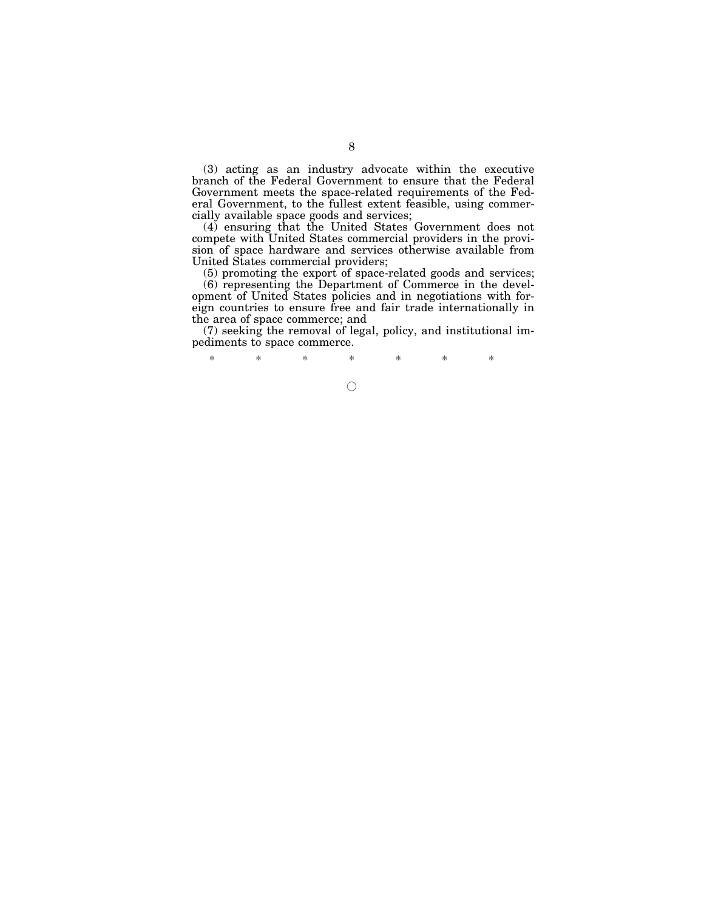(3) acting as an industry advocate within the executive branch of the Federal Government to ensure that the Federal Government meets the space-related requirements of the Federal Government, to the fullest extent feasible, using commercially available space goods and services;

(4) ensuring that the United States Government does not compete with United States commercial providers in the provision of space hardware and services otherwise available from United States commercial providers;

(5) promoting the export of space-related goods and services;

(6) representing the Department of Commerce in the development of United States policies and in negotiations with foreign countries to ensure free and fair trade internationally in the area of space commerce; and

(7) seeking the removal of legal, policy, and institutional impediments to space commerce.

\* \* \* \* \* \* \*

○